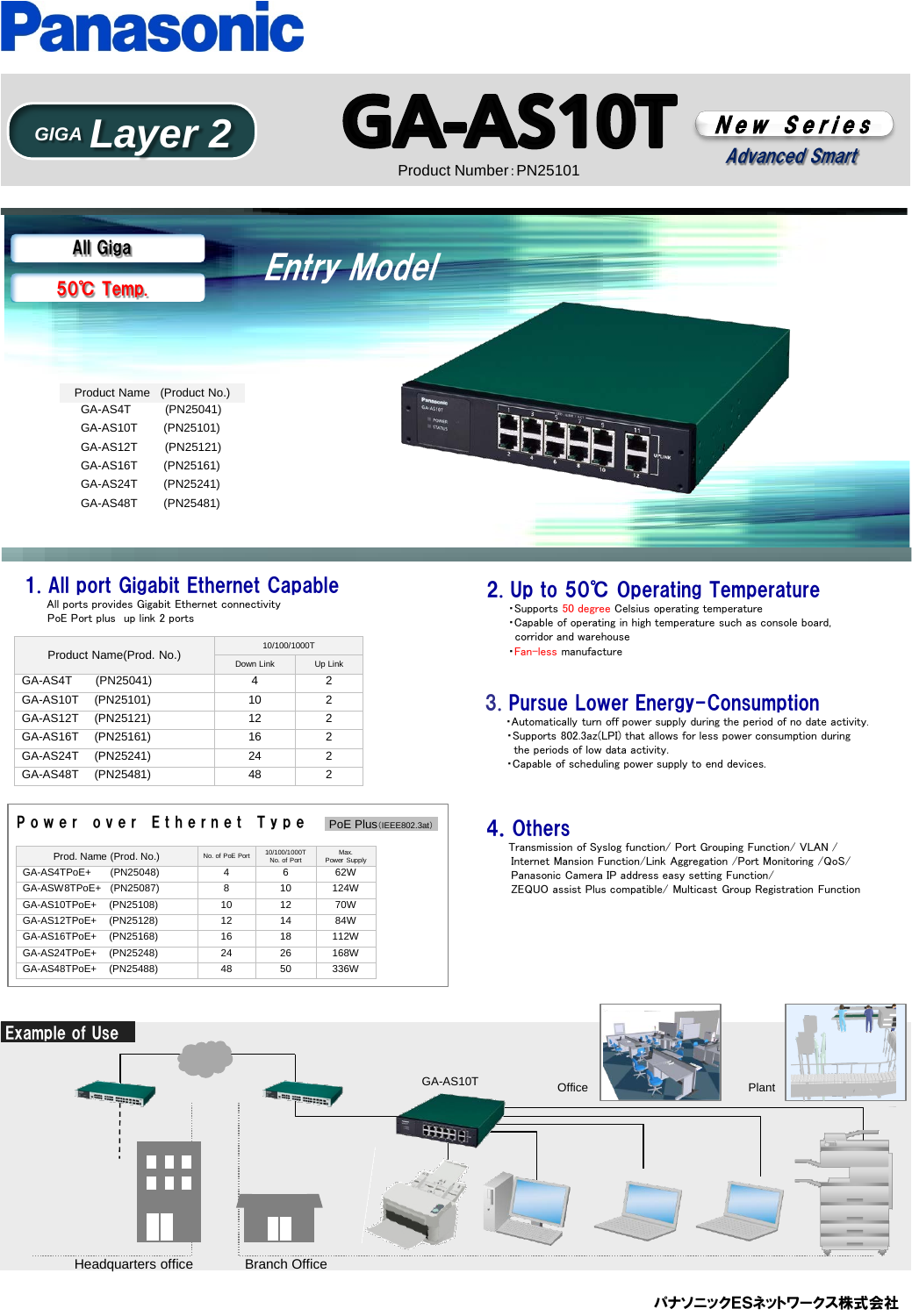Panasonic

GIGA Layer 2

# GA-AS10T

New Series

Advanced Smart

Product Number：PN25101

All Giga

50℃ Temp.

Entry Model

| Product Name | (Product No.) |
|---|---|
| GA-AS4T | (PN25041) |
| GA-AS10T | (PN25101) |
| GA-AS12T | (PN25121) |
| GA-AS16T | (PN25161) |
| GA-AS24T | (PN25241) |
| GA-AS48T | (PN25481) |

## 1. All port Gigabit Ethernet Capable

All ports provides Gigabit Ethernet connectivity
PoE Port plus up link 2 ports

| Product Name(Prod. No.) | 10/100/1000T | |
|---|---|---|
| | Down Link | Up Link |
| GA-AS4T (PN25041) | 4 | 2 |
| GA-AS10T (PN25101) | 10 | 2 |
| GA-AS12T (PN25121) | 12 | 2 |
| GA-AS16T (PN25161) | 16 | 2 |
| GA-AS24T (PN25241) | 24 | 2 |
| GA-AS48T (PN25481) | 48 | 2 |

### Power over Ethernet Type

PoE Plus (IEEE802.3at)

| Prod. Name (Prod. No.) | No. of PoE Port | 10/100/1000T No. of Port | Max. Power Supply |
|---|---|---|---|
| GA-AS4TPoE+ (PN25048) | 4 | 6 | 62W |
| GA-ASW8TPoE+ (PN25087) | 8 | 10 | 124W |
| GA-AS10TPoE+ (PN25108) | 10 | 12 | 70W |
| GA-AS12TPoE+ (PN25128) | 12 | 14 | 84W |
| GA-AS16TPoE+ (PN25168) | 16 | 18 | 112W |
| GA-AS24TPoE+ (PN25248) | 24 | 26 | 168W |
| GA-AS48TPoE+ (PN25488) | 48 | 50 | 336W |

## 2. Up to 50℃ Operating Temperature

- Supports 50 degree Celsius operating temperature
- Capable of operating in high temperature such as console board, corridor and warehouse
- Fan-less manufacture

## 3. Pursue Lower Energy-Consumption

- Automatically turn off power supply during the period of no date activity.
- Supports 802.3az(LPI) that allows for less power consumption during the periods of low data activity.
- Capable of scheduling power supply to end devices.

## 4. Others

Transmission of Syslog function/ Port Grouping Function/ VLAN / Internet Mansion Function/Link Aggregation /Port Monitoring /QoS/ Panasonic Camera IP address easy setting Function/ ZEQUO assist Plus compatible/ Multicast Group Registration Function

## Example of Use

GA-AS10T

Office

Plant

Headquarters office

Branch Office

パナソニックESネットワークス株式会社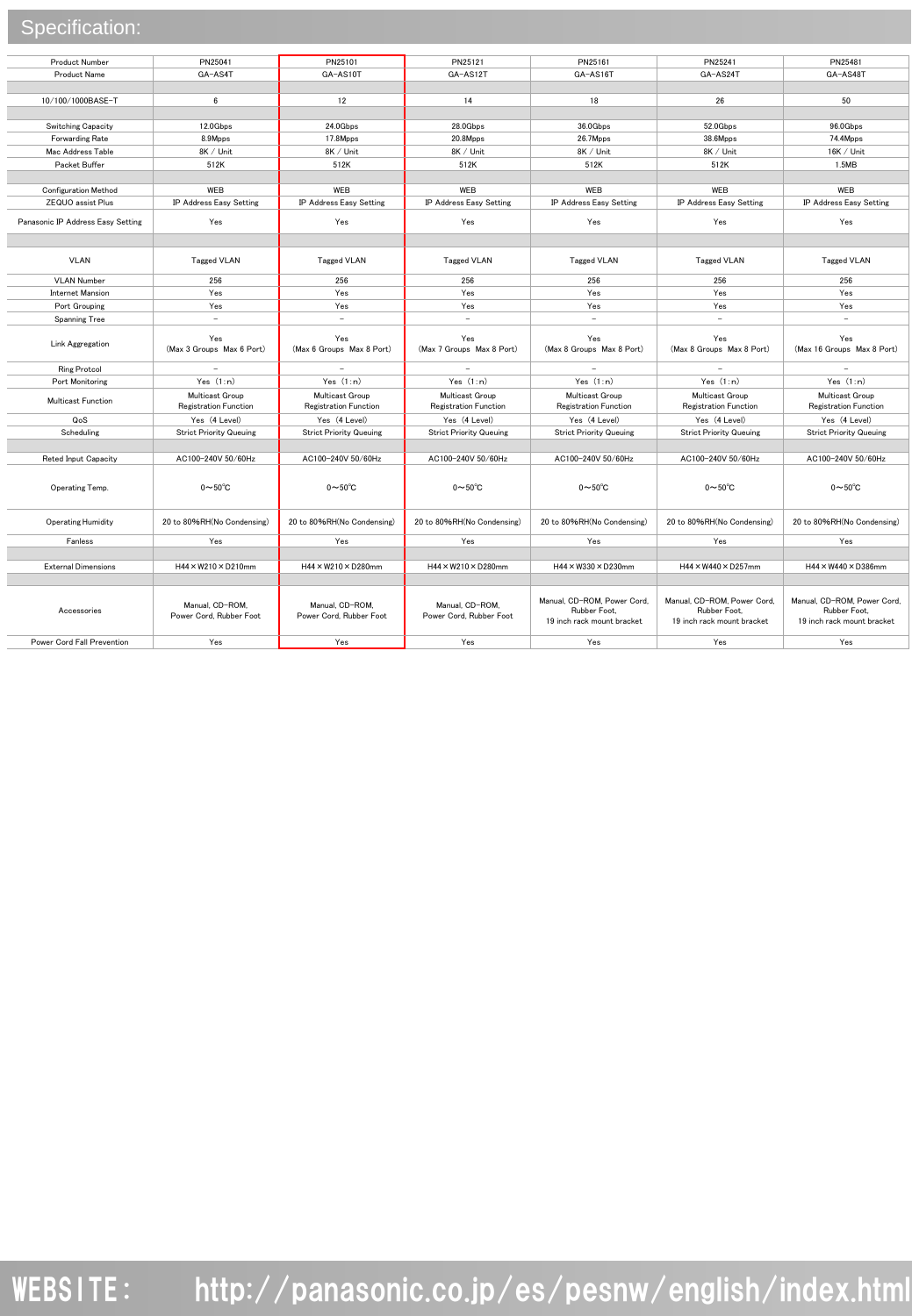## Specification:

| Product Number | PN25041 | PN25101 | PN25121 | PN25161 | PN25241 | PN25481 |
|---|---|---|---|---|---|---|
| Product Name | GA-AS4T | GA-AS10T | GA-AS12T | GA-AS16T | GA-AS24T | GA-AS48T |
| | | | | | | |
| 10/100/1000BASE-T | 6 | 12 | 14 | 18 | 26 | 50 |
| | | | | | | |
| Switching Capacity | 12.0Gbps | 24.0Gbps | 28.0Gbps | 36.0Gbps | 52.0Gbps | 96.0Gbps |
| Forwarding Rate | 8.9Mpps | 17.8Mpps | 20.8Mpps | 26.7Mpps | 38.6Mpps | 74.4Mpps |
| Mac Address Table | 8K / Unit | 8K / Unit | 8K / Unit | 8K / Unit | 8K / Unit | 16K / Unit |
| Packet Buffer | 512K | 512K | 512K | 512K | 512K | 1.5MB |
| | | | | | | |
| Configuration Method | WEB | WEB | WEB | WEB | WEB | WEB |
| ZEQUO assist Plus | IP Address Easy Setting | IP Address Easy Setting | IP Address Easy Setting | IP Address Easy Setting | IP Address Easy Setting | IP Address Easy Setting |
| Panasonic IP Address Easy Setting | Yes | Yes | Yes | Yes | Yes | Yes |
| | | | | | | |
| VLAN | Tagged VLAN | Tagged VLAN | Tagged VLAN | Tagged VLAN | Tagged VLAN | Tagged VLAN |
| VLAN Number | 256 | 256 | 256 | 256 | 256 | 256 |
| Internet Mansion | Yes | Yes | Yes | Yes | Yes | Yes |
| Port Grouping | Yes | Yes | Yes | Yes | Yes | Yes |
| Spanning Tree | – | – | – | – | – | – |
| Link Aggregation | Yes (Max 3 Groups Max 6 Port) | Yes (Max 6 Groups Max 8 Port) | Yes (Max 7 Groups Max 8 Port) | Yes (Max 8 Groups Max 8 Port) | Yes (Max 8 Groups Max 8 Port) | Yes (Max 16 Groups Max 8 Port) |
| Ring Protcol | – | – | – | – | – | – |
| Port Monitoring | Yes (1:n) | Yes (1:n) | Yes (1:n) | Yes (1:n) | Yes (1:n) | Yes (1:n) |
| Multicast Function | Multicast Group Registration Function | Multicast Group Registration Function | Multicast Group Registration Function | Multicast Group Registration Function | Multicast Group Registration Function | Multicast Group Registration Function |
| QoS | Yes (4 Level) | Yes (4 Level) | Yes (4 Level) | Yes (4 Level) | Yes (4 Level) | Yes (4 Level) |
| Scheduling | Strict Priority Queuing | Strict Priority Queuing | Strict Priority Queuing | Strict Priority Queuing | Strict Priority Queuing | Strict Priority Queuing |
| | | | | | | |
| Reted Input Capacity | AC100-240V 50/60Hz | AC100-240V 50/60Hz | AC100-240V 50/60Hz | AC100-240V 50/60Hz | AC100-240V 50/60Hz | AC100-240V 50/60Hz |
| Operating Temp. | 0～50℃ | 0～50℃ | 0～50℃ | 0～50℃ | 0～50℃ | 0～50℃ |
| Operating Humidity | 20 to 80%RH(No Condensing) | 20 to 80%RH(No Condensing) | 20 to 80%RH(No Condensing) | 20 to 80%RH(No Condensing) | 20 to 80%RH(No Condensing) | 20 to 80%RH(No Condensing) |
| Fanless | Yes | Yes | Yes | Yes | Yes | Yes |
| | | | | | | |
| External Dimensions | H44×W210×D210mm | H44×W210×D280mm | H44×W210×D280mm | H44×W330×D230mm | H44×W440×D257mm | H44×W440×D386mm |
| | | | | | | |
| Accessories | Manual, CD-ROM, Power Cord, Rubber Foot | Manual, CD-ROM, Power Cord, Rubber Foot | Manual, CD-ROM, Power Cord, Rubber Foot | Manual, CD-ROM, Power Cord, Rubber Foot, 19 inch rack mount bracket | Manual, CD-ROM, Power Cord, Rubber Foot, 19 inch rack mount bracket | Manual, CD-ROM, Power Cord, Rubber Foot, 19 inch rack mount bracket |
| Power Cord Fall Prevention | Yes | Yes | Yes | Yes | Yes | Yes |

WEBSITE: http://panasonic.co.jp/es/pesnw/english/index.html